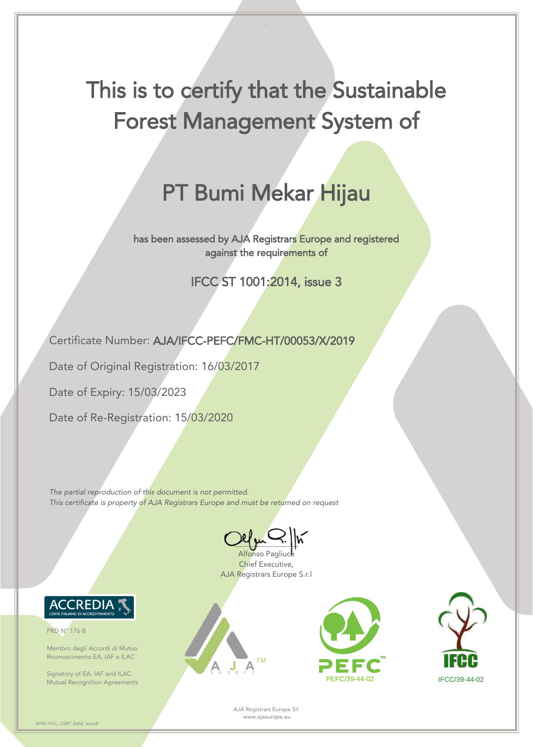# This is to certify that the Sustainable Forest Management System of

## PT Bumi Mekar Hijau

has been assessed by AJA Registrars Europe and registered against the requirements of

IFCC ST 1001:2014, issue 3

Certificate Number: AJA/IFCC-PEFC/FMC-HT/00053/X/2019

Date of Original Registration: 16/03/2017

Date of Expiry: 15/03/2023

Date of Re-Registration: 15/03/2020

*The partial reproduction of this document is not permitted.*
*This certificate is property of AJA Registrars Europe and must be returned on request*

Alfonso Pagliuca
Chief Executive,
AJA Registrars Europe S.r.l

ACCREDIA
L'ENTE ITALIANO DI ACCREDITAMENTO

PRD N° 176 B

Membro degli Accordi di Mutuo Riconoscimento EA, IAF e ILAC

Signatory of EA, IAF and ILAC Mutual Recognition Agreements

AJA EUROPE™

PEFC™
PEFC/39-44-02

IFCC
IFCC/39-44-02

AJA Registrars Europe Srl
www.ajaeurope.eu

XPRD-IFCC_CERT_Ed02_IssueB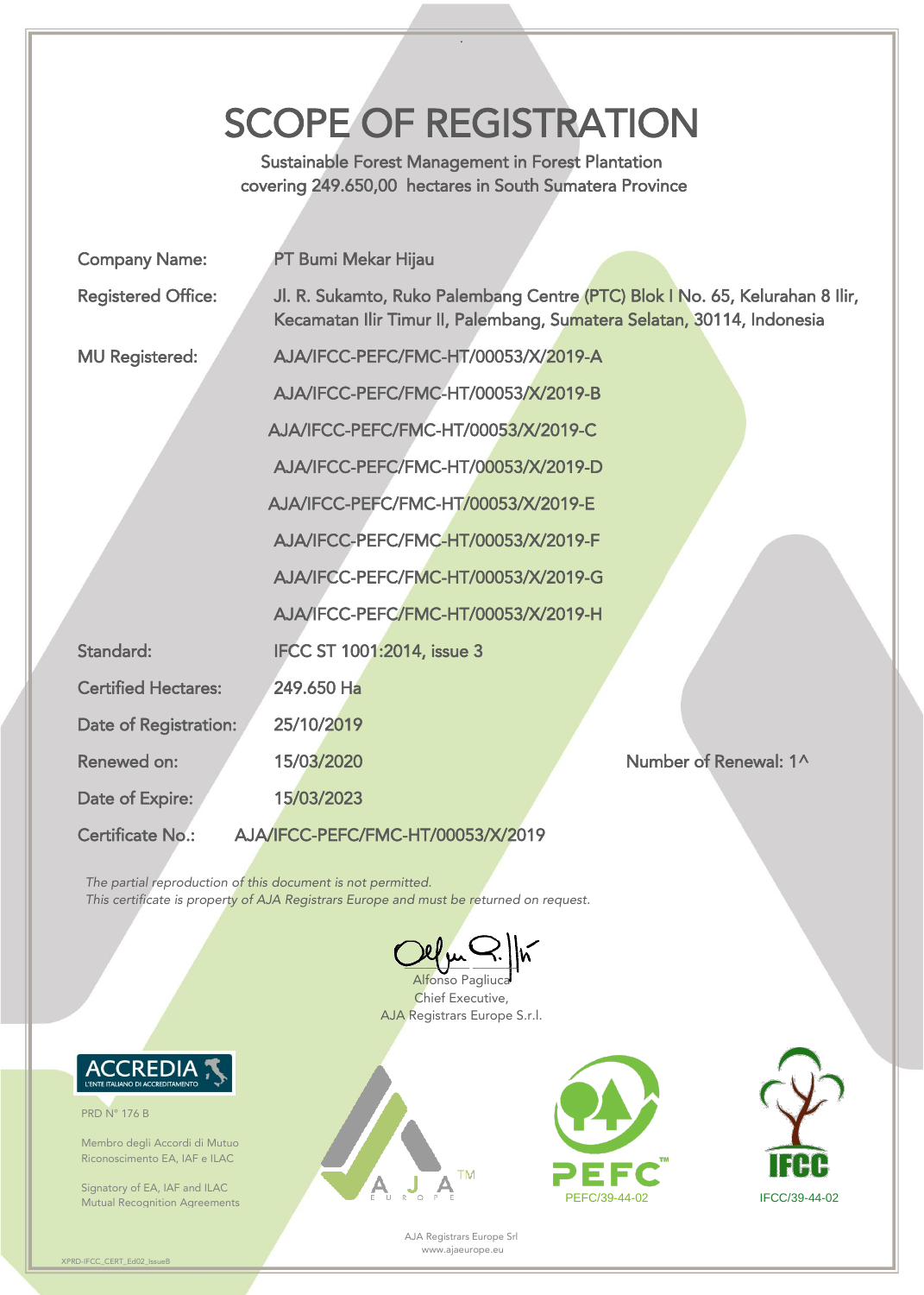# SCOPE OF REGISTRATION

Sustainable Forest Management in Forest Plantation
covering 249.650,00 hectares in South Sumatera Province

| | |
|---|---|
| Company Name: | PT Bumi Mekar Hijau |
| Registered Office: | Jl. R. Sukamto, Ruko Palembang Centre (PTC) Blok I No. 65, Kelurahan 8 Ilir, Kecamatan Ilir Timur II, Palembang, Sumatera Selatan, 30114, Indonesia |
| MU Registered: | AJA/IFCC-PEFC/FMC-HT/00053/X/2019-A |
| | AJA/IFCC-PEFC/FMC-HT/00053/X/2019-B |
| | AJA/IFCC-PEFC/FMC-HT/00053/X/2019-C |
| | AJA/IFCC-PEFC/FMC-HT/00053/X/2019-D |
| | AJA/IFCC-PEFC/FMC-HT/00053/X/2019-E |
| | AJA/IFCC-PEFC/FMC-HT/00053/X/2019-F |
| | AJA/IFCC-PEFC/FMC-HT/00053/X/2019-G |
| | AJA/IFCC-PEFC/FMC-HT/00053/X/2019-H |
| Standard: | IFCC ST 1001:2014, issue 3 |
| Certified Hectares: | 249.650 Ha |
| Date of Registration: | 25/10/2019 |
| Renewed on: | 15/03/2020 — Number of Renewal: 1^ |
| Date of Expire: | 15/03/2023 |
| Certificate No.: | AJA/IFCC-PEFC/FMC-HT/00053/X/2019 |

*The partial reproduction of this document is not permitted.*
*This certificate is property of AJA Registrars Europe and must be returned on request.*

Alfonso Pagliuca
Chief Executive,
AJA Registrars Europe S.r.l.

ACCREDIA
L'ENTE ITALIANO DI ACCREDITAMENTO

PRD N° 176 B

Membro degli Accordi di Mutuo Riconoscimento EA, IAF e ILAC

Signatory of EA, IAF and ILAC Mutual Recognition Agreements

AJA EUROPE

PEFC
PEFC/39-44-02

IFCC
IFCC/39-44-02

AJA Registrars Europe Srl
www.ajaeurope.eu

XPRD-IFCC_CERT_Ed02_IssueB